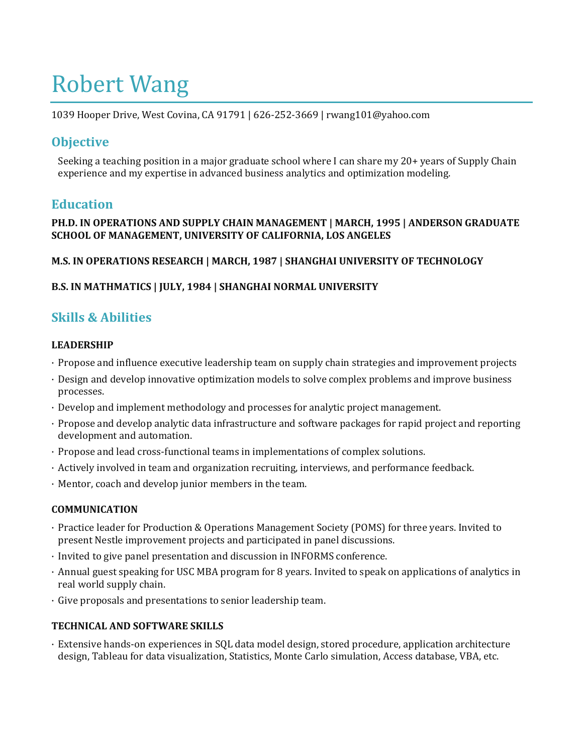# Robert Wang

1039 Hooper Drive, West Covina, CA 91791 | 626-252-3669 | rwang101@yahoo.com

## Objective

Seeking a teaching position in a major graduate school where I can share my 20+ years of Supply Chain experience and my expertise in advanced business analytics and optimization modeling.

## Education

**PH.D. IN OPERATIONS AND SUPPLY CHAIN MANAGEMENT | MARCH, 1995 | ANDERSON GRADUATE SCHOOL OF MANAGEMENT, UNIVERSITY OF CALIFORNIA, LOS ANGELES**

**M.S. IN OPERATIONS RESEARCH | MARCH, 1987 | SHANGHAI UNIVERSITY OF TECHNOLOGY**

**B.S. IN MATHMATICS | JULY, 1984 | SHANGHAI NORMAL UNIVERSITY**

## Skills & Abilities

### LEADERSHIP

- Propose and influence executive leadership team on supply chain strategies and improvement projects
- Design and develop innovative optimization models to solve complex problems and improve business processes.
- Develop and implement methodology and processes for analytic project management.
- Propose and develop analytic data infrastructure and software packages for rapid project and reporting development and automation.
- Propose and lead cross-functional teams in implementations of complex solutions.
- Actively involved in team and organization recruiting, interviews, and performance feedback.
- Mentor, coach and develop junior members in the team.

### COMMUNICATION

- Practice leader for Production & Operations Management Society (POMS) for three years. Invited to present Nestle improvement projects and participated in panel discussions.
- Invited to give panel presentation and discussion in INFORMS conference.
- Annual guest speaking for USC MBA program for 8 years. Invited to speak on applications of analytics in real world supply chain.
- Give proposals and presentations to senior leadership team.

### TECHNICAL AND SOFTWARE SKILLS

- Extensive hands-on experiences in SQL data model design, stored procedure, application architecture design, Tableau for data visualization, Statistics, Monte Carlo simulation, Access database, VBA, etc.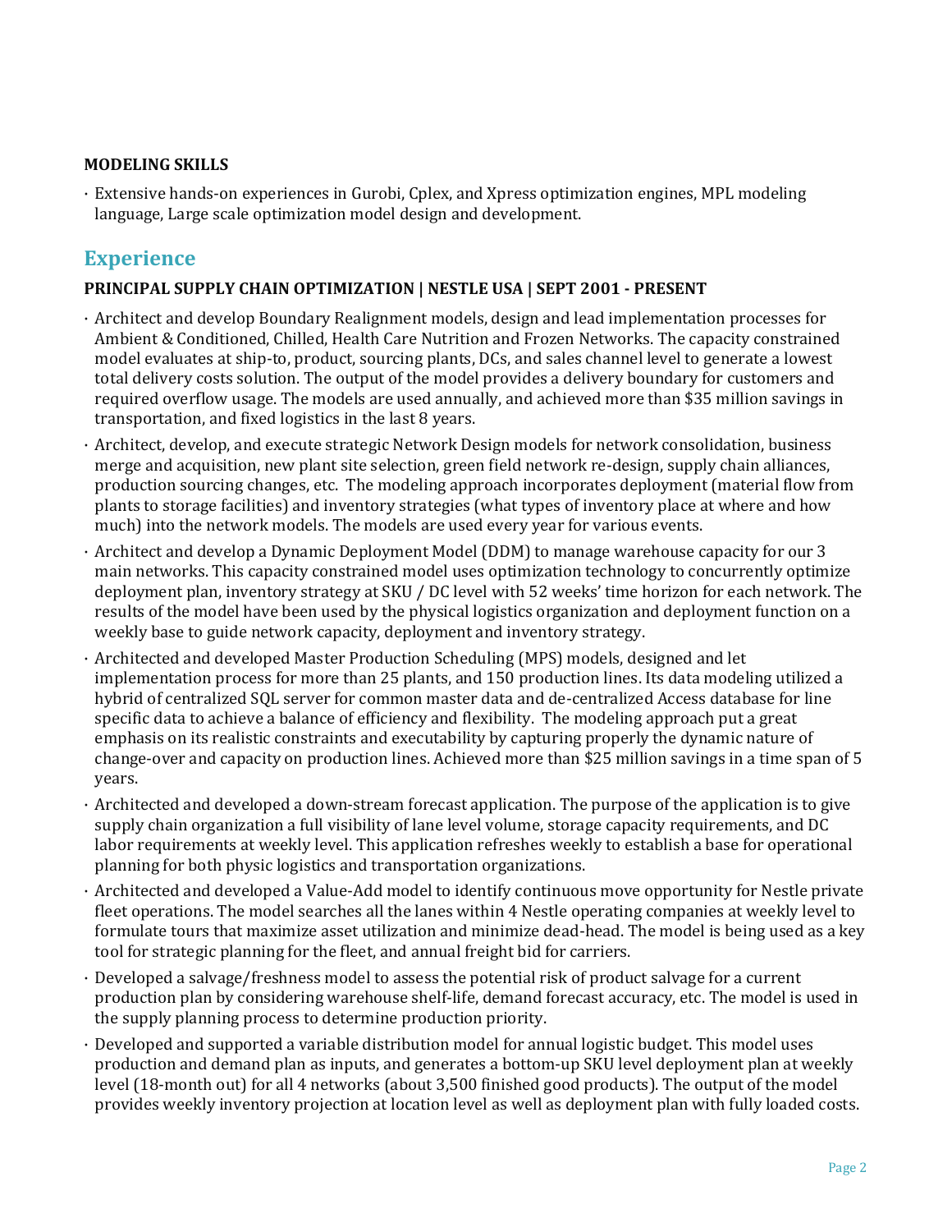**MODELING SKILLS**

- Extensive hands-on experiences in Gurobi, Cplex, and Xpress optimization engines, MPL modeling language, Large scale optimization model design and development.

## Experience

**PRINCIPAL SUPPLY CHAIN OPTIMIZATION | NESTLE USA | SEPT 2001 - PRESENT**

- Architect and develop Boundary Realignment models, design and lead implementation processes for Ambient & Conditioned, Chilled, Health Care Nutrition and Frozen Networks. The capacity constrained model evaluates at ship-to, product, sourcing plants, DCs, and sales channel level to generate a lowest total delivery costs solution. The output of the model provides a delivery boundary for customers and required overflow usage. The models are used annually, and achieved more than $35 million savings in transportation, and fixed logistics in the last 8 years.
- Architect, develop, and execute strategic Network Design models for network consolidation, business merge and acquisition, new plant site selection, green field network re-design, supply chain alliances, production sourcing changes, etc. The modeling approach incorporates deployment (material flow from plants to storage facilities) and inventory strategies (what types of inventory place at where and how much) into the network models. The models are used every year for various events.
- Architect and develop a Dynamic Deployment Model (DDM) to manage warehouse capacity for our 3 main networks. This capacity constrained model uses optimization technology to concurrently optimize deployment plan, inventory strategy at SKU / DC level with 52 weeks' time horizon for each network. The results of the model have been used by the physical logistics organization and deployment function on a weekly base to guide network capacity, deployment and inventory strategy.
- Architected and developed Master Production Scheduling (MPS) models, designed and let implementation process for more than 25 plants, and 150 production lines. Its data modeling utilized a hybrid of centralized SQL server for common master data and de-centralized Access database for line specific data to achieve a balance of efficiency and flexibility. The modeling approach put a great emphasis on its realistic constraints and executability by capturing properly the dynamic nature of change-over and capacity on production lines. Achieved more than $25 million savings in a time span of 5 years.
- Architected and developed a down-stream forecast application. The purpose of the application is to give supply chain organization a full visibility of lane level volume, storage capacity requirements, and DC labor requirements at weekly level. This application refreshes weekly to establish a base for operational planning for both physic logistics and transportation organizations.
- Architected and developed a Value-Add model to identify continuous move opportunity for Nestle private fleet operations. The model searches all the lanes within 4 Nestle operating companies at weekly level to formulate tours that maximize asset utilization and minimize dead-head. The model is being used as a key tool for strategic planning for the fleet, and annual freight bid for carriers.
- Developed a salvage/freshness model to assess the potential risk of product salvage for a current production plan by considering warehouse shelf-life, demand forecast accuracy, etc. The model is used in the supply planning process to determine production priority.
- Developed and supported a variable distribution model for annual logistic budget. This model uses production and demand plan as inputs, and generates a bottom-up SKU level deployment plan at weekly level (18-month out) for all 4 networks (about 3,500 finished good products). The output of the model provides weekly inventory projection at location level as well as deployment plan with fully loaded costs.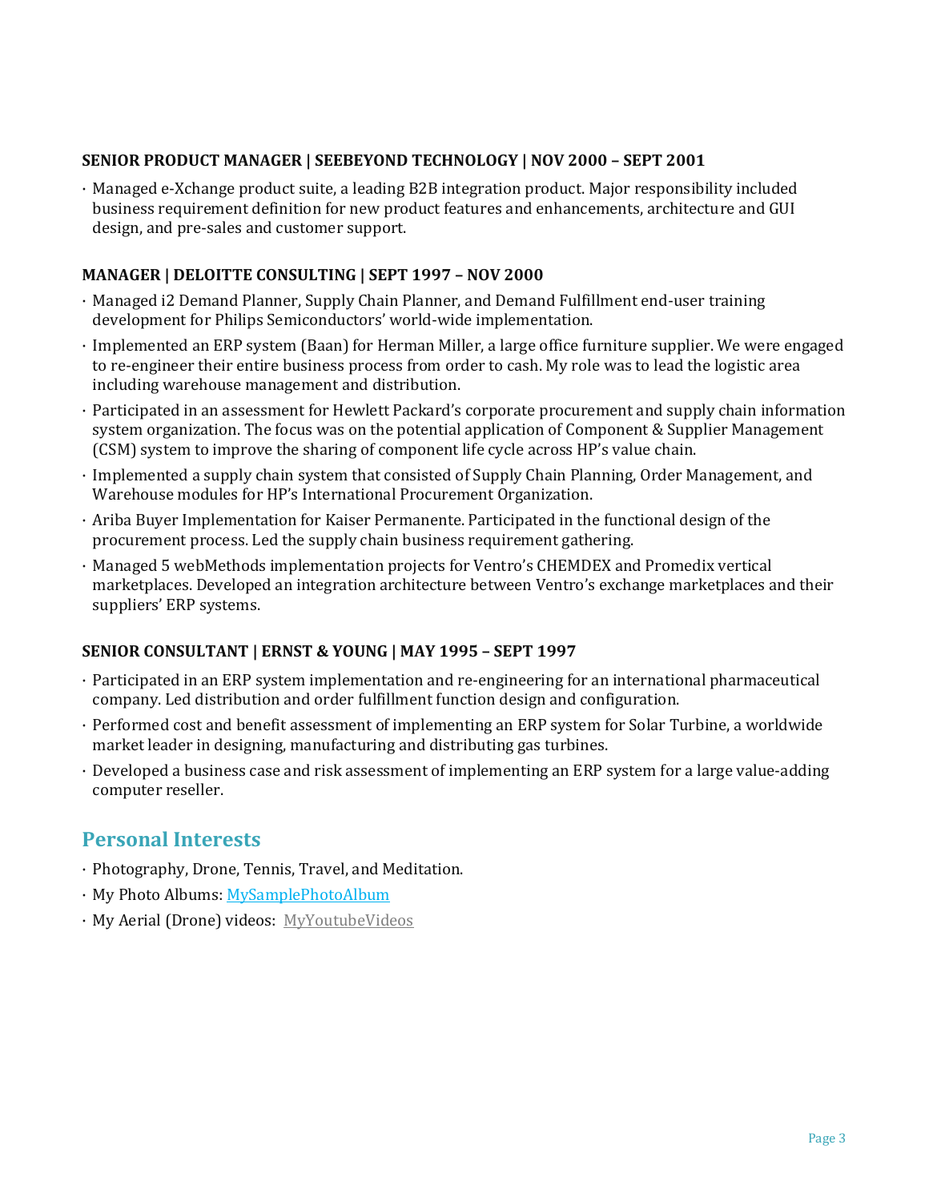### SENIOR PRODUCT MANAGER | SEEBEYOND TECHNOLOGY | NOV 2000 – SEPT 2001

- Managed e-Xchange product suite, a leading B2B integration product. Major responsibility included business requirement definition for new product features and enhancements, architecture and GUI design, and pre-sales and customer support.

### MANAGER | DELOITTE CONSULTING | SEPT 1997 – NOV 2000

- Managed i2 Demand Planner, Supply Chain Planner, and Demand Fulfillment end-user training development for Philips Semiconductors' world-wide implementation.
- Implemented an ERP system (Baan) for Herman Miller, a large office furniture supplier. We were engaged to re-engineer their entire business process from order to cash. My role was to lead the logistic area including warehouse management and distribution.
- Participated in an assessment for Hewlett Packard's corporate procurement and supply chain information system organization. The focus was on the potential application of Component & Supplier Management (CSM) system to improve the sharing of component life cycle across HP's value chain.
- Implemented a supply chain system that consisted of Supply Chain Planning, Order Management, and Warehouse modules for HP's International Procurement Organization.
- Ariba Buyer Implementation for Kaiser Permanente. Participated in the functional design of the procurement process. Led the supply chain business requirement gathering.
- Managed 5 webMethods implementation projects for Ventro's CHEMDEX and Promedix vertical marketplaces. Developed an integration architecture between Ventro's exchange marketplaces and their suppliers' ERP systems.

### SENIOR CONSULTANT | ERNST & YOUNG | MAY 1995 – SEPT 1997

- Participated in an ERP system implementation and re-engineering for an international pharmaceutical company. Led distribution and order fulfillment function design and configuration.
- Performed cost and benefit assessment of implementing an ERP system for Solar Turbine, a worldwide market leader in designing, manufacturing and distributing gas turbines.
- Developed a business case and risk assessment of implementing an ERP system for a large value-adding computer reseller.

## Personal Interests

- Photography, Drone, Tennis, Travel, and Meditation.
- My Photo Albums: MySamplePhotoAlbum
- My Aerial (Drone) videos: MyYoutubeVideos